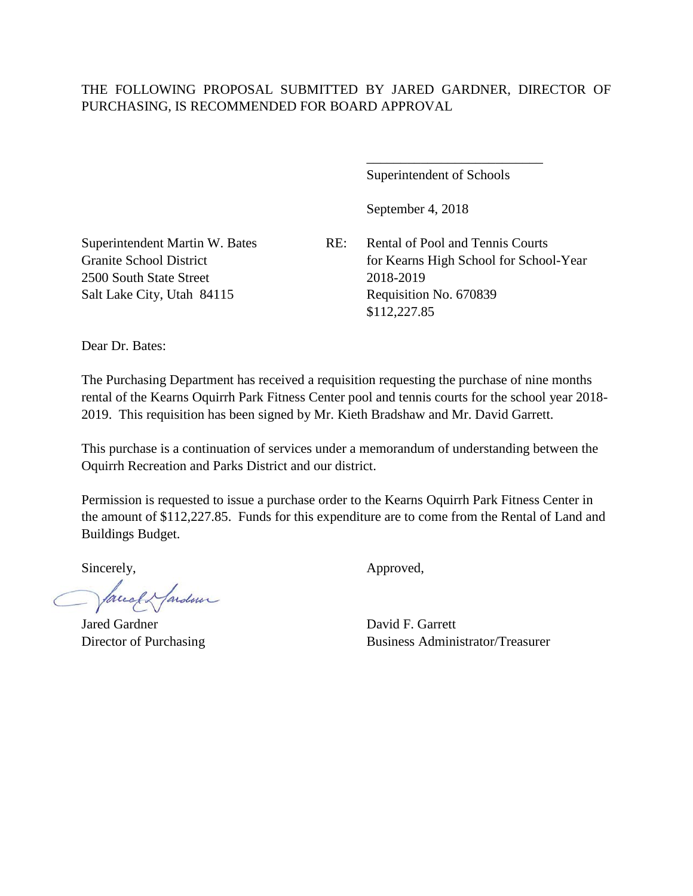THE FOLLOWING PROPOSAL SUBMITTED BY JARED GARDNER, DIRECTOR OF PURCHASING, IS RECOMMENDED FOR BOARD APPROVAL

\_\_\_\_\_\_\_\_\_\_\_\_\_\_\_\_\_\_\_\_\_\_\_\_\_\_
Superintendent of Schools

September 4, 2018

Superintendent Martin W. Bates
Granite School District
2500 South State Street
Salt Lake City, Utah 84115

RE: Rental of Pool and Tennis Courts for Kearns High School for School-Year 2018-2019
Requisition No. 670839
$112,227.85

Dear Dr. Bates:

The Purchasing Department has received a requisition requesting the purchase of nine months rental of the Kearns Oquirrh Park Fitness Center pool and tennis courts for the school year 2018-2019. This requisition has been signed by Mr. Kieth Bradshaw and Mr. David Garrett.

This purchase is a continuation of services under a memorandum of understanding between the Oquirrh Recreation and Parks District and our district.

Permission is requested to issue a purchase order to the Kearns Oquirrh Park Fitness Center in the amount of $112,227.85. Funds for this expenditure are to come from the Rental of Land and Buildings Budget.

Sincerely,

Jared Gardner
Director of Purchasing

Approved,

David F. Garrett
Business Administrator/Treasurer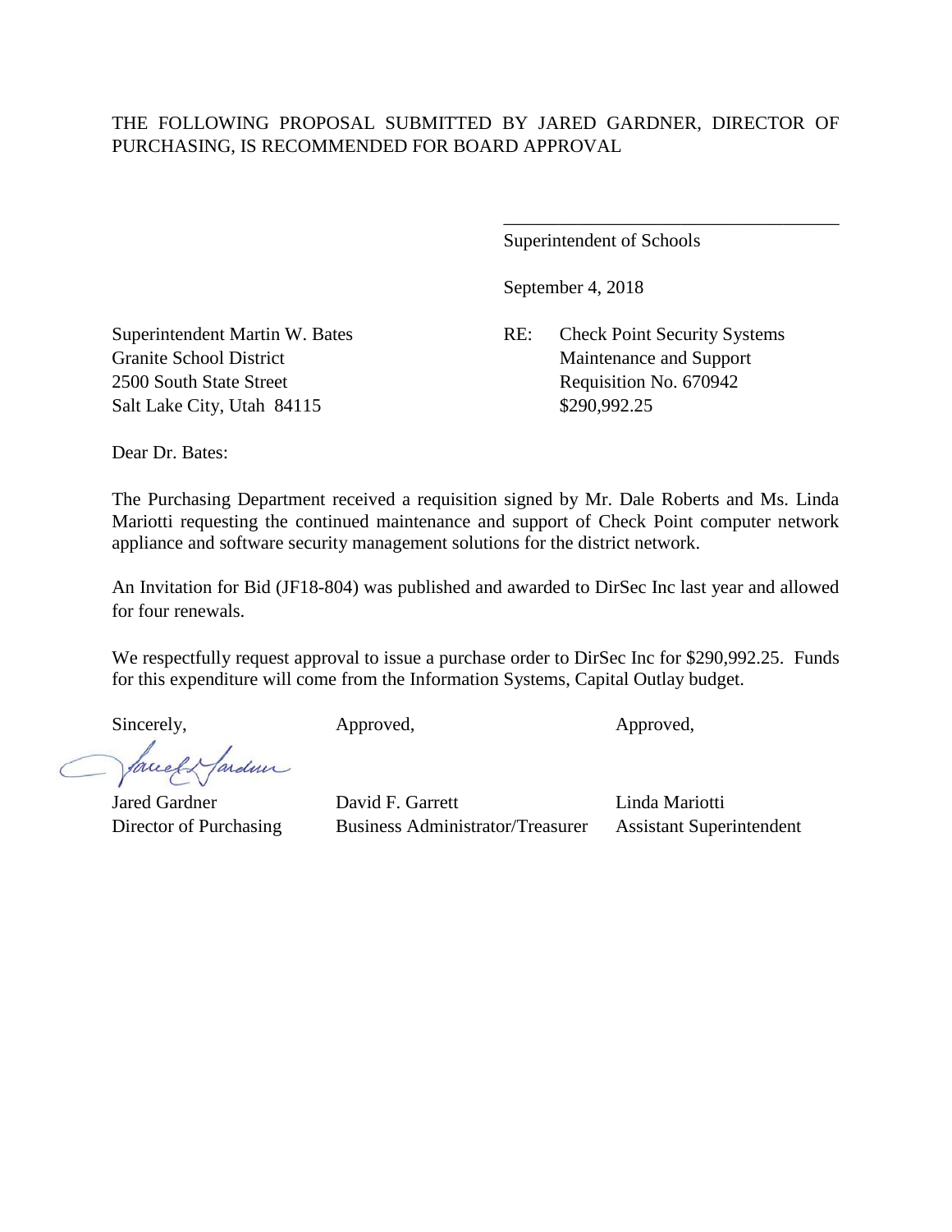THE FOLLOWING PROPOSAL SUBMITTED BY JARED GARDNER, DIRECTOR OF PURCHASING, IS RECOMMENDED FOR BOARD APPROVAL

\_\_\_\_\_\_\_\_\_\_\_\_\_\_\_\_\_\_\_\_\_\_\_\_\_\_\_\_\_\_\_\_\_\_\_\_

Superintendent of Schools

September 4, 2018

Superintendent Martin W. Bates
Granite School District
2500 South State Street
Salt Lake City, Utah 84115

RE: Check Point Security Systems
Maintenance and Support
Requisition No. 670942
$290,992.25

Dear Dr. Bates:

The Purchasing Department received a requisition signed by Mr. Dale Roberts and Ms. Linda Mariotti requesting the continued maintenance and support of Check Point computer network appliance and software security management solutions for the district network.

An Invitation for Bid (JF18-804) was published and awarded to DirSec Inc last year and allowed for four renewals.

We respectfully request approval to issue a purchase order to DirSec Inc for $290,992.25. Funds for this expenditure will come from the Information Systems, Capital Outlay budget.

| Sincerely, | Approved, | Approved, |
|---|---|---|
| Jared Gardner | David F. Garrett | Linda Mariotti |
| Director of Purchasing | Business Administrator/Treasurer | Assistant Superintendent |